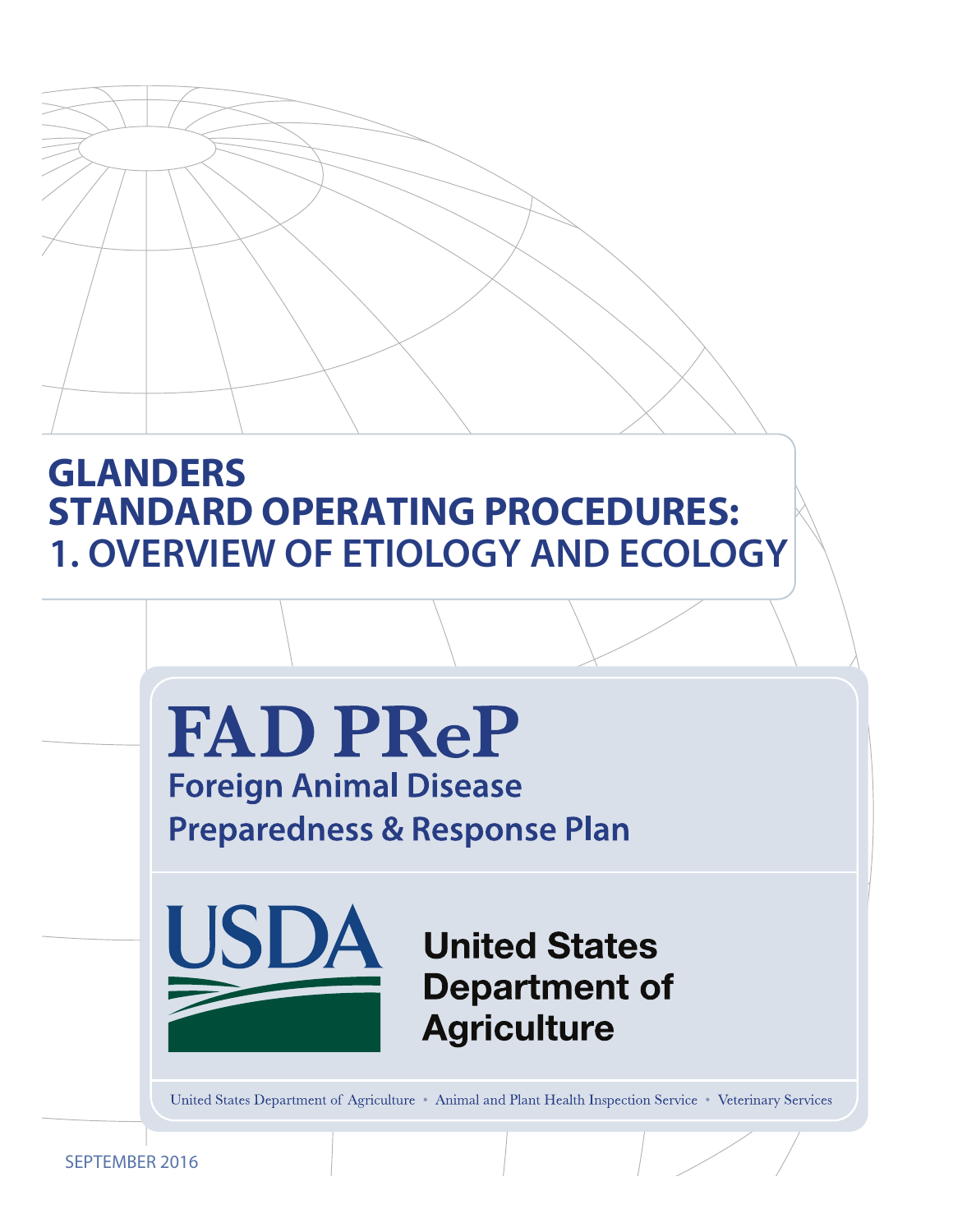# GLANDERS STANDARD OPERATING PROCEDURES: 1. OVERVIEW OF ETIOLOGY AND ECOLOGY

**FAD PReP**

**Foreign Animal Disease Preparedness & Response Plan**

USDA

United States Department of Agriculture

United States Department of Agriculture • Animal and Plant Health Inspection Service • Veterinary Services

SEPTEMBER 2016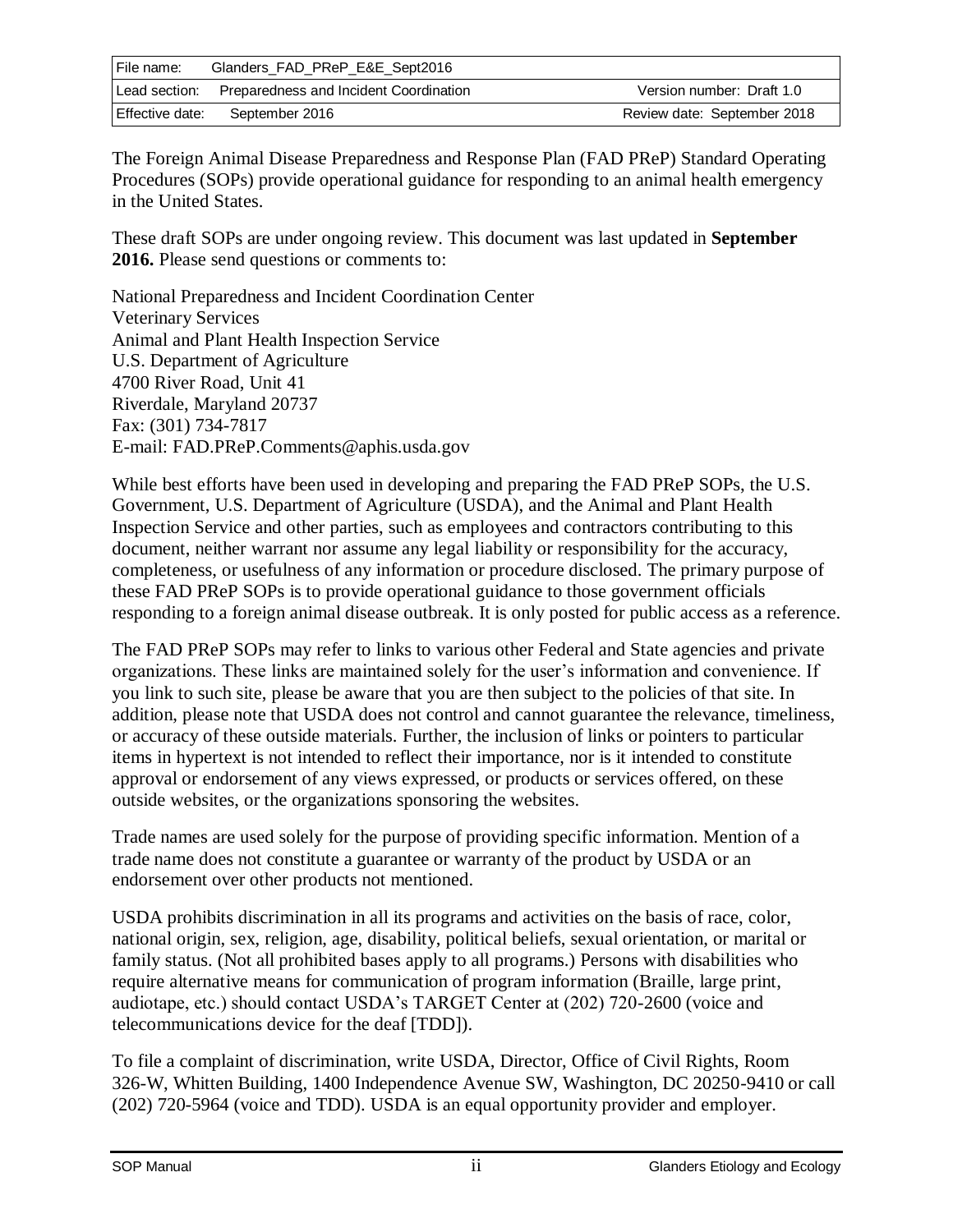| File name: | Glanders_FAD_PReP_E&E_Sept2016 | |
|---|---|---|
| Lead section: | Preparedness and Incident Coordination | Version number: Draft 1.0 |
| Effective date: | September 2016 | Review date: September 2018 |

The Foreign Animal Disease Preparedness and Response Plan (FAD PReP) Standard Operating Procedures (SOPs) provide operational guidance for responding to an animal health emergency in the United States.

These draft SOPs are under ongoing review. This document was last updated in **September 2016.** Please send questions or comments to:

National Preparedness and Incident Coordination Center
Veterinary Services
Animal and Plant Health Inspection Service
U.S. Department of Agriculture
4700 River Road, Unit 41
Riverdale, Maryland 20737
Fax: (301) 734-7817
E-mail: FAD.PReP.Comments@aphis.usda.gov

While best efforts have been used in developing and preparing the FAD PReP SOPs, the U.S. Government, U.S. Department of Agriculture (USDA), and the Animal and Plant Health Inspection Service and other parties, such as employees and contractors contributing to this document, neither warrant nor assume any legal liability or responsibility for the accuracy, completeness, or usefulness of any information or procedure disclosed. The primary purpose of these FAD PReP SOPs is to provide operational guidance to those government officials responding to a foreign animal disease outbreak. It is only posted for public access as a reference.

The FAD PReP SOPs may refer to links to various other Federal and State agencies and private organizations. These links are maintained solely for the user's information and convenience. If you link to such site, please be aware that you are then subject to the policies of that site. In addition, please note that USDA does not control and cannot guarantee the relevance, timeliness, or accuracy of these outside materials. Further, the inclusion of links or pointers to particular items in hypertext is not intended to reflect their importance, nor is it intended to constitute approval or endorsement of any views expressed, or products or services offered, on these outside websites, or the organizations sponsoring the websites.

Trade names are used solely for the purpose of providing specific information. Mention of a trade name does not constitute a guarantee or warranty of the product by USDA or an endorsement over other products not mentioned.

USDA prohibits discrimination in all its programs and activities on the basis of race, color, national origin, sex, religion, age, disability, political beliefs, sexual orientation, or marital or family status. (Not all prohibited bases apply to all programs.) Persons with disabilities who require alternative means for communication of program information (Braille, large print, audiotape, etc.) should contact USDA's TARGET Center at (202) 720-2600 (voice and telecommunications device for the deaf [TDD]).

To file a complaint of discrimination, write USDA, Director, Office of Civil Rights, Room 326-W, Whitten Building, 1400 Independence Avenue SW, Washington, DC 20250-9410 or call (202) 720-5964 (voice and TDD). USDA is an equal opportunity provider and employer.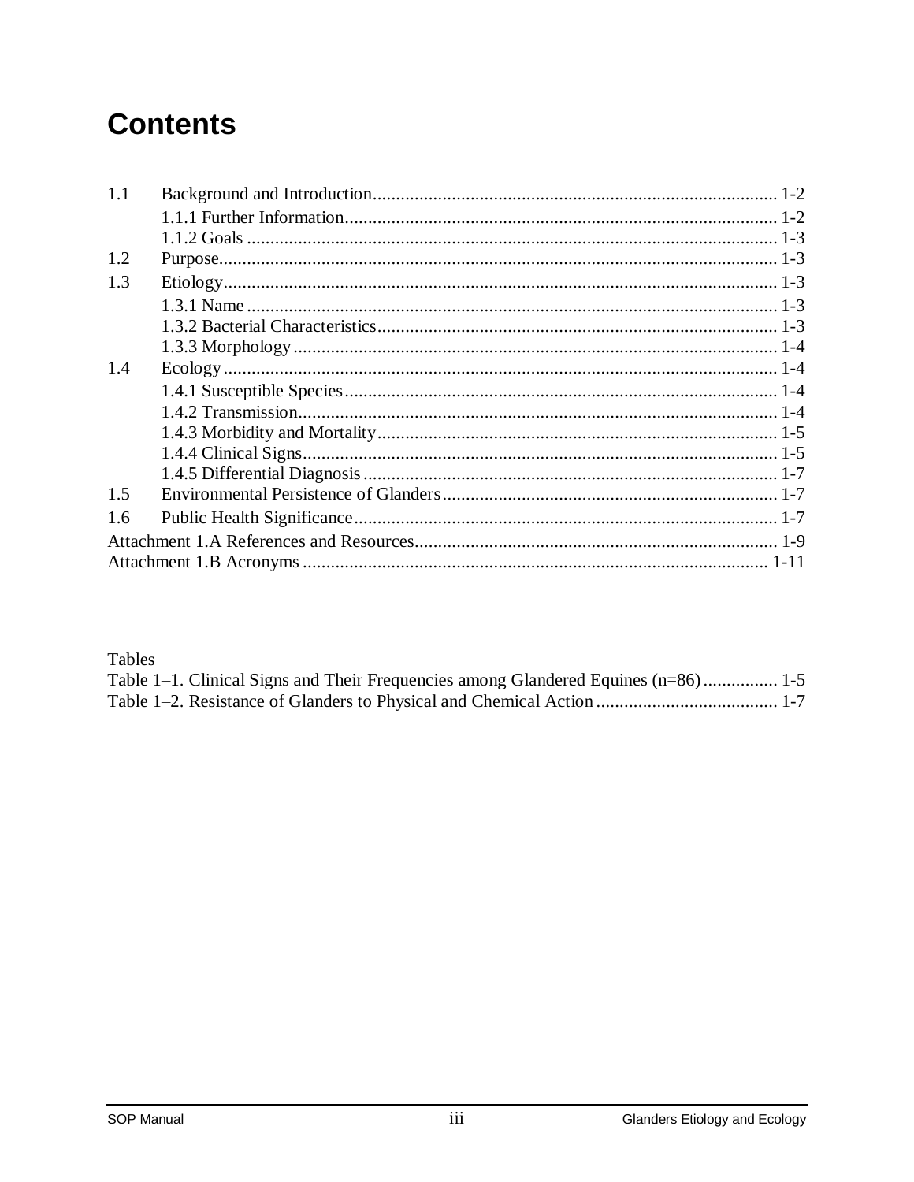# Contents

| | | |
|---|---|---|
| 1.1 | Background and Introduction | 1-2 |
| | 1.1.1 Further Information | 1-2 |
| | 1.1.2 Goals | 1-3 |
| 1.2 | Purpose | 1-3 |
| 1.3 | Etiology | 1-3 |
| | 1.3.1 Name | 1-3 |
| | 1.3.2 Bacterial Characteristics | 1-3 |
| | 1.3.3 Morphology | 1-4 |
| 1.4 | Ecology | 1-4 |
| | 1.4.1 Susceptible Species | 1-4 |
| | 1.4.2 Transmission | 1-4 |
| | 1.4.3 Morbidity and Mortality | 1-5 |
| | 1.4.4 Clinical Signs | 1-5 |
| | 1.4.5 Differential Diagnosis | 1-7 |
| 1.5 | Environmental Persistence of Glanders | 1-7 |
| 1.6 | Public Health Significance | 1-7 |
| Attachment 1.A References and Resources | | 1-9 |
| Attachment 1.B Acronyms | | 1-11 |

Tables

| | |
|---|---|
| Table 1–1. Clinical Signs and Their Frequencies among Glandered Equines (n=86) | 1-5 |
| Table 1–2. Resistance of Glanders to Physical and Chemical Action | 1-7 |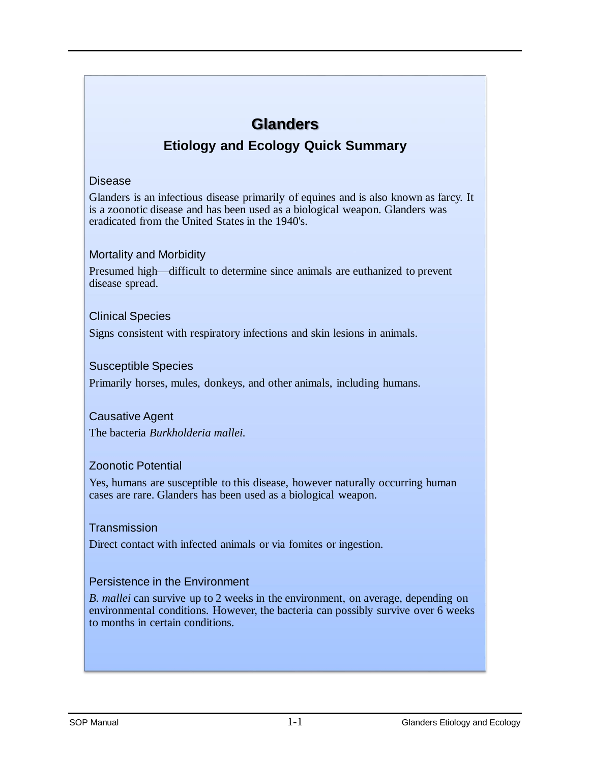# Glanders

## Etiology and Ecology Quick Summary

### Disease

Glanders is an infectious disease primarily of equines and is also known as farcy. It is a zoonotic disease and has been used as a biological weapon. Glanders was eradicated from the United States in the 1940's.

### Mortality and Morbidity

Presumed high—difficult to determine since animals are euthanized to prevent disease spread.

### Clinical Species

Signs consistent with respiratory infections and skin lesions in animals.

### Susceptible Species

Primarily horses, mules, donkeys, and other animals, including humans.

### Causative Agent

The bacteria *Burkholderia mallei.*

### Zoonotic Potential

Yes, humans are susceptible to this disease, however naturally occurring human cases are rare. Glanders has been used as a biological weapon.

### Transmission

Direct contact with infected animals or via fomites or ingestion.

### Persistence in the Environment

*B. mallei* can survive up to 2 weeks in the environment, on average, depending on environmental conditions. However, the bacteria can possibly survive over 6 weeks to months in certain conditions.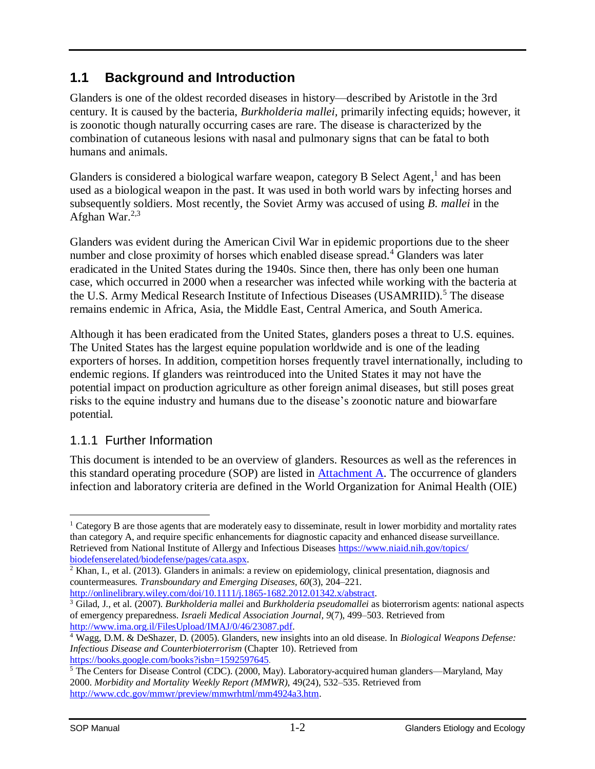## 1.1 Background and Introduction

Glanders is one of the oldest recorded diseases in history—described by Aristotle in the 3rd century. It is caused by the bacteria, *Burkholderia mallei*, primarily infecting equids; however, it is zoonotic though naturally occurring cases are rare. The disease is characterized by the combination of cutaneous lesions with nasal and pulmonary signs that can be fatal to both humans and animals.

Glanders is considered a biological warfare weapon, category B Select Agent,[1] and has been used as a biological weapon in the past. It was used in both world wars by infecting horses and subsequently soldiers. Most recently, the Soviet Army was accused of using *B. mallei* in the Afghan War.[2,3]

Glanders was evident during the American Civil War in epidemic proportions due to the sheer number and close proximity of horses which enabled disease spread.[4] Glanders was later eradicated in the United States during the 1940s. Since then, there has only been one human case, which occurred in 2000 when a researcher was infected while working with the bacteria at the U.S. Army Medical Research Institute of Infectious Diseases (USAMRIID).[5] The disease remains endemic in Africa, Asia, the Middle East, Central America, and South America.

Although it has been eradicated from the United States, glanders poses a threat to U.S. equines. The United States has the largest equine population worldwide and is one of the leading exporters of horses. In addition, competition horses frequently travel internationally, including to endemic regions. If glanders was reintroduced into the United States it may not have the potential impact on production agriculture as other foreign animal diseases, but still poses great risks to the equine industry and humans due to the disease's zoonotic nature and biowarfare potential.

### 1.1.1 Further Information

This document is intended to be an overview of glanders. Resources as well as the references in this standard operating procedure (SOP) are listed in [Attachment A](#). The occurrence of glanders infection and laboratory criteria are defined in the World Organization for Animal Health (OIE)

---

[1] Category B are those agents that are moderately easy to disseminate, result in lower morbidity and mortality rates than category A, and require specific enhancements for diagnostic capacity and enhanced disease surveillance. Retrieved from National Institute of Allergy and Infectious Diseases https://www.niaid.nih.gov/topics/biodefenserelated/biodefense/pages/cata.aspx.

[2] Khan, I., et al. (2013). Glanders in animals: a review on epidemiology, clinical presentation, diagnosis and countermeasures. *Transboundary and Emerging Diseases, 60*(3), 204–221. http://onlinelibrary.wiley.com/doi/10.1111/j.1865-1682.2012.01342.x/abstract.

[3] Gilad, J., et al. (2007). *Burkholderia mallei* and *Burkholderia pseudomallei* as bioterrorism agents: national aspects of emergency preparedness. *Israeli Medical Association Journal, 9*(7), 499–503. Retrieved from http://www.ima.org.il/FilesUpload/IMAJ/0/46/23087.pdf.

[4] Wagg, D.M. & DeShazer, D. (2005). Glanders, new insights into an old disease. In *Biological Weapons Defense: Infectious Disease and Counterbioterrorism* (Chapter 10). Retrieved from https://books.google.com/books?isbn=1592597645.

[5] The Centers for Disease Control (CDC). (2000, May). Laboratory-acquired human glanders—Maryland, May 2000. *Morbidity and Mortality Weekly Report (MMWR)*, 49(24), 532–535. Retrieved from http://www.cdc.gov/mmwr/preview/mmwrhtml/mm4924a3.htm.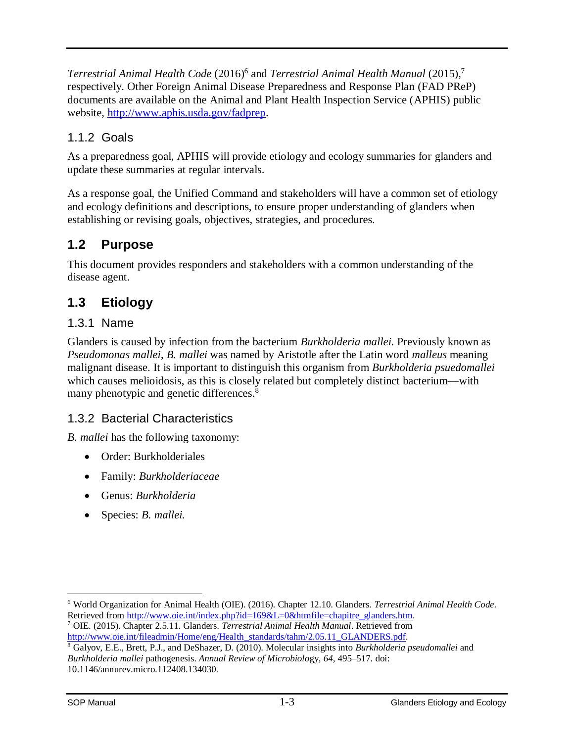*Terrestrial Animal Health Code* (2016)[6] and *Terrestrial Animal Health Manual* (2015),[7] respectively. Other Foreign Animal Disease Preparedness and Response Plan (FAD PReP) documents are available on the Animal and Plant Health Inspection Service (APHIS) public website, http://www.aphis.usda.gov/fadprep.

### 1.1.2 Goals

As a preparedness goal, APHIS will provide etiology and ecology summaries for glanders and update these summaries at regular intervals.

As a response goal, the Unified Command and stakeholders will have a common set of etiology and ecology definitions and descriptions, to ensure proper understanding of glanders when establishing or revising goals, objectives, strategies, and procedures.

## 1.2 Purpose

This document provides responders and stakeholders with a common understanding of the disease agent.

## 1.3 Etiology

### 1.3.1 Name

Glanders is caused by infection from the bacterium *Burkholderia mallei.* Previously known as *Pseudomonas mallei*, *B. mallei* was named by Aristotle after the Latin word *malleus* meaning malignant disease. It is important to distinguish this organism from *Burkholderia psuedomallei* which causes melioidosis, as this is closely related but completely distinct bacterium—with many phenotypic and genetic differences.[8]

### 1.3.2 Bacterial Characteristics

*B. mallei* has the following taxonomy:

- Order: Burkholderiales
- Family: *Burkholderiaceae*
- Genus: *Burkholderia*
- Species: *B. mallei.*

---

[6] World Organization for Animal Health (OIE). (2016). Chapter 12.10. Glanders. *Terrestrial Animal Health Code*. Retrieved from http://www.oie.int/index.php?id=169&L=0&htmfile=chapitre_glanders.htm.

[7] OIE. (2015). Chapter 2.5.11. Glanders. *Terrestrial Animal Health Manual*. Retrieved from http://www.oie.int/fileadmin/Home/eng/Health_standards/tahm/2.05.11_GLANDERS.pdf.

[8] Galyov, E.E., Brett, P.J., and DeShazer, D. (2010). Molecular insights into *Burkholderia pseudomallei* and *Burkholderia mallei* pathogenesis. *Annual Review of Microbiology*, *64*, 495–517. doi: 10.1146/annurev.micro.112408.134030.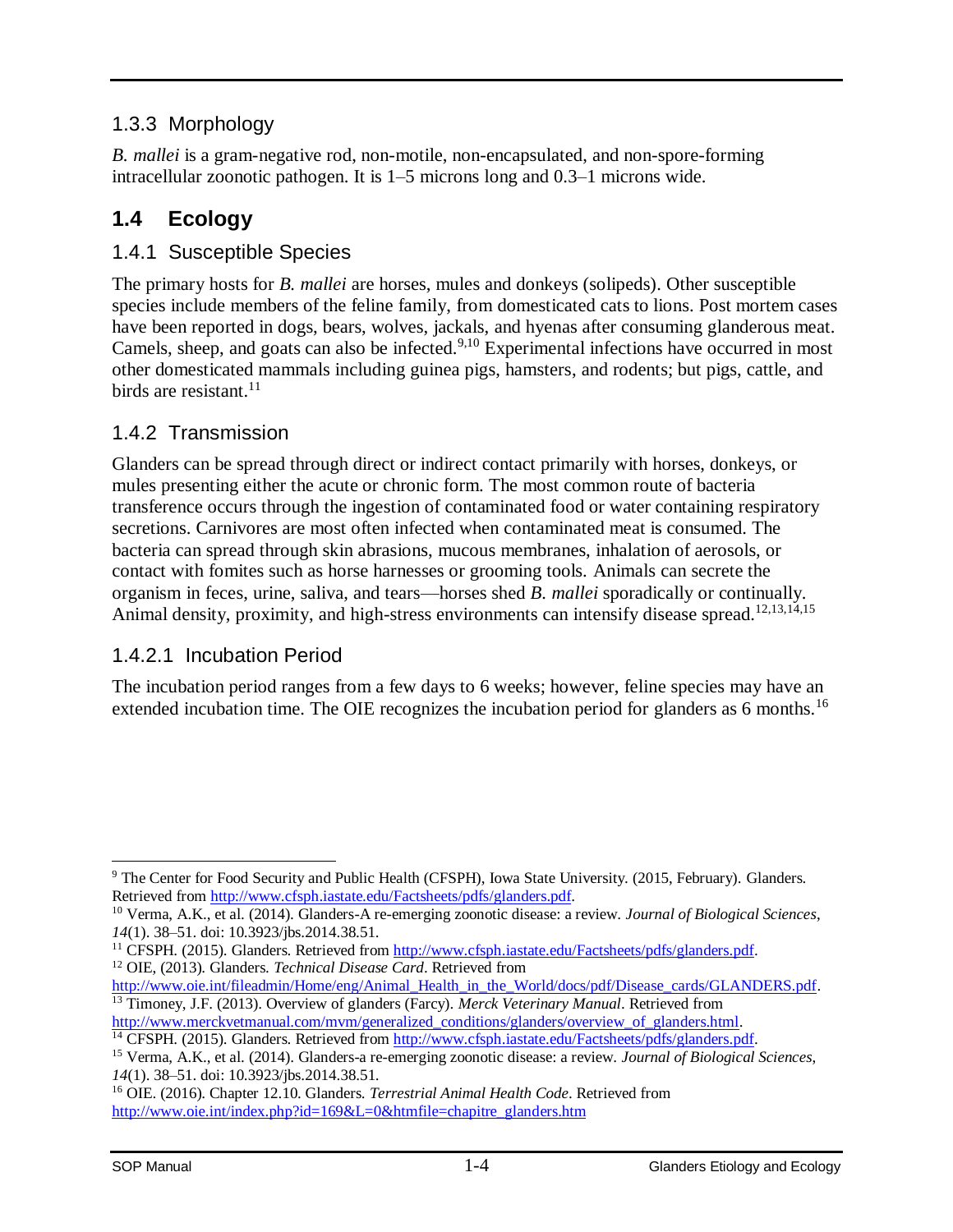### 1.3.3 Morphology

*B. mallei* is a gram-negative rod, non-motile, non-encapsulated, and non-spore-forming intracellular zoonotic pathogen. It is 1–5 microns long and 0.3–1 microns wide.

## 1.4 Ecology

### 1.4.1 Susceptible Species

The primary hosts for *B. mallei* are horses, mules and donkeys (solipeds). Other susceptible species include members of the feline family, from domesticated cats to lions. Post mortem cases have been reported in dogs, bears, wolves, jackals, and hyenas after consuming glanderous meat. Camels, sheep, and goats can also be infected.[9,10] Experimental infections have occurred in most other domesticated mammals including guinea pigs, hamsters, and rodents; but pigs, cattle, and birds are resistant.[11]

### 1.4.2 Transmission

Glanders can be spread through direct or indirect contact primarily with horses, donkeys, or mules presenting either the acute or chronic form. The most common route of bacteria transference occurs through the ingestion of contaminated food or water containing respiratory secretions. Carnivores are most often infected when contaminated meat is consumed. The bacteria can spread through skin abrasions, mucous membranes, inhalation of aerosols, or contact with fomites such as horse harnesses or grooming tools. Animals can secrete the organism in feces, urine, saliva, and tears—horses shed *B. mallei* sporadically or continually. Animal density, proximity, and high-stress environments can intensify disease spread.[12,13,14,15]

#### 1.4.2.1 Incubation Period

The incubation period ranges from a few days to 6 weeks; however, feline species may have an extended incubation time. The OIE recognizes the incubation period for glanders as 6 months.[16]

---

[9] The Center for Food Security and Public Health (CFSPH), Iowa State University. (2015, February). Glanders. Retrieved from http://www.cfsph.iastate.edu/Factsheets/pdfs/glanders.pdf.

[10] Verma, A.K., et al. (2014). Glanders-A re-emerging zoonotic disease: a review. *Journal of Biological Sciences*, *14*(1). 38–51. doi: 10.3923/jbs.2014.38.51.

[11] CFSPH. (2015). Glanders. Retrieved from http://www.cfsph.iastate.edu/Factsheets/pdfs/glanders.pdf.

[12] OIE, (2013). Glanders. *Technical Disease Card*. Retrieved from http://www.oie.int/fileadmin/Home/eng/Animal_Health_in_the_World/docs/pdf/Disease_cards/GLANDERS.pdf.

[13] Timoney, J.F. (2013). Overview of glanders (Farcy). *Merck Veterinary Manual*. Retrieved from http://www.merckvetmanual.com/mvm/generalized_conditions/glanders/overview_of_glanders.html.

[14] CFSPH. (2015). Glanders. Retrieved from http://www.cfsph.iastate.edu/Factsheets/pdfs/glanders.pdf.

[15] Verma, A.K., et al. (2014). Glanders-a re-emerging zoonotic disease: a review. *Journal of Biological Sciences*, *14*(1). 38–51. doi: 10.3923/jbs.2014.38.51.

[16] OIE. (2016). Chapter 12.10. Glanders. *Terrestrial Animal Health Code*. Retrieved from http://www.oie.int/index.php?id=169&L=0&htmfile=chapitre_glanders.htm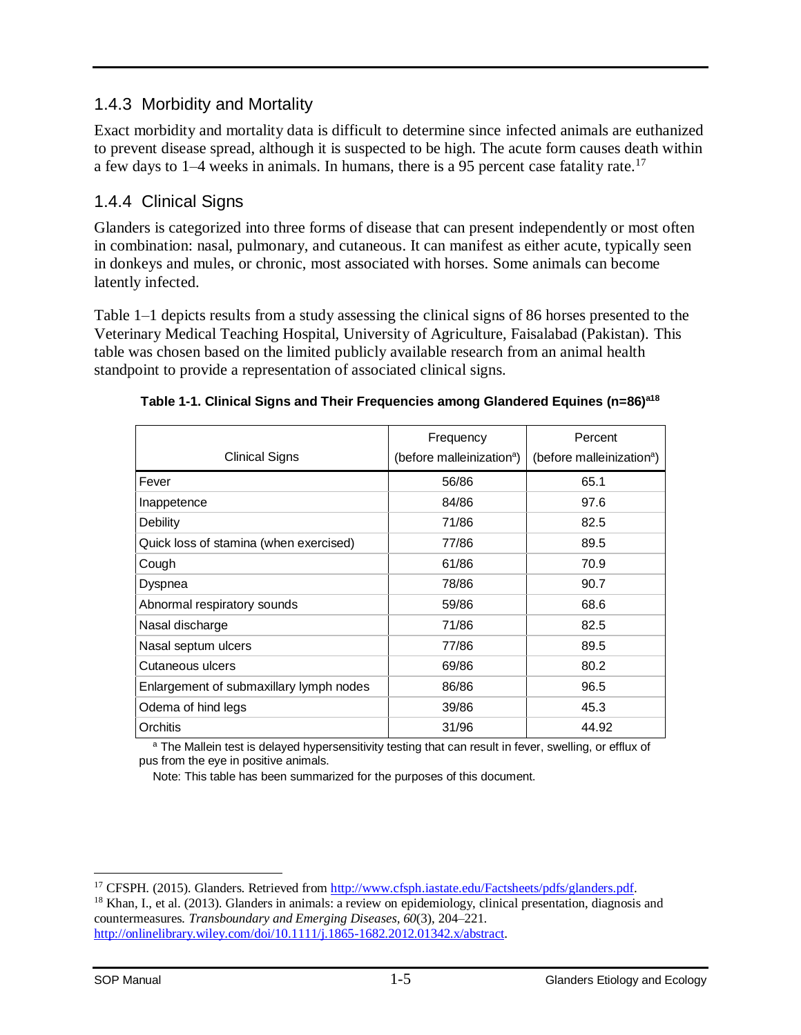### 1.4.3 Morbidity and Mortality

Exact morbidity and mortality data is difficult to determine since infected animals are euthanized to prevent disease spread, although it is suspected to be high. The acute form causes death within a few days to 1–4 weeks in animals. In humans, there is a 95 percent case fatality rate.[17]

### 1.4.4 Clinical Signs

Glanders is categorized into three forms of disease that can present independently or most often in combination: nasal, pulmonary, and cutaneous. It can manifest as either acute, typically seen in donkeys and mules, or chronic, most associated with horses. Some animals can become latently infected.

Table 1–1 depicts results from a study assessing the clinical signs of 86 horses presented to the Veterinary Medical Teaching Hospital, University of Agriculture, Faisalabad (Pakistan). This table was chosen based on the limited publicly available research from an animal health standpoint to provide a representation of associated clinical signs.

**Table 1-1. Clinical Signs and Their Frequencies among Glandered Equines (n=86)[a18]**

| Clinical Signs | Frequency (before malleinization[a]) | Percent (before malleinization[a]) |
|---|---|---|
| Fever | 56/86 | 65.1 |
| Inappetence | 84/86 | 97.6 |
| Debility | 71/86 | 82.5 |
| Quick loss of stamina (when exercised) | 77/86 | 89.5 |
| Cough | 61/86 | 70.9 |
| Dyspnea | 78/86 | 90.7 |
| Abnormal respiratory sounds | 59/86 | 68.6 |
| Nasal discharge | 71/86 | 82.5 |
| Nasal septum ulcers | 77/86 | 89.5 |
| Cutaneous ulcers | 69/86 | 80.2 |
| Enlargement of submaxillary lymph nodes | 86/86 | 96.5 |
| Odema of hind legs | 39/86 | 45.3 |
| Orchitis | 31/96 | 44.92 |

[a] The Mallein test is delayed hypersensitivity testing that can result in fever, swelling, or efflux of pus from the eye in positive animals.

Note: This table has been summarized for the purposes of this document.

[17] CFSPH. (2015). Glanders. Retrieved from http://www.cfsph.iastate.edu/Factsheets/pdfs/glanders.pdf.

[18] Khan, I., et al. (2013). Glanders in animals: a review on epidemiology, clinical presentation, diagnosis and countermeasures. *Transboundary and Emerging Diseases, 60*(3), 204–221. http://onlinelibrary.wiley.com/doi/10.1111/j.1865-1682.2012.01342.x/abstract.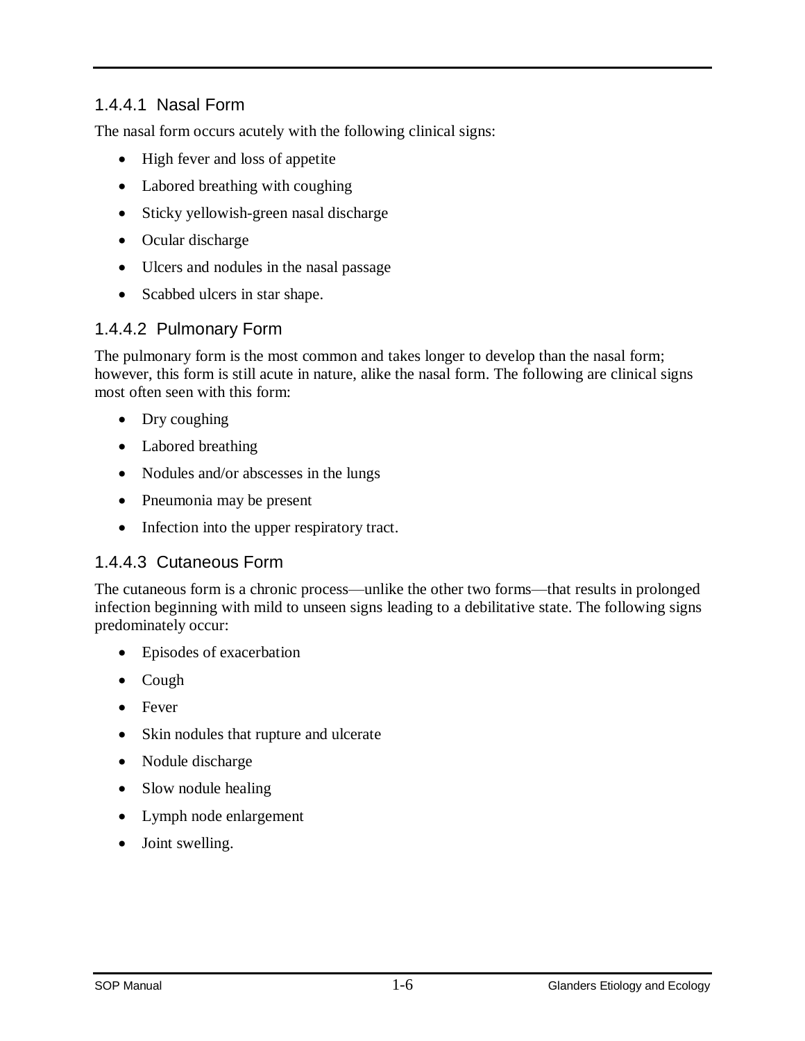#### 1.4.4.1 Nasal Form

The nasal form occurs acutely with the following clinical signs:

- High fever and loss of appetite
- Labored breathing with coughing
- Sticky yellowish-green nasal discharge
- Ocular discharge
- Ulcers and nodules in the nasal passage
- Scabbed ulcers in star shape.

#### 1.4.4.2 Pulmonary Form

The pulmonary form is the most common and takes longer to develop than the nasal form; however, this form is still acute in nature, alike the nasal form. The following are clinical signs most often seen with this form:

- Dry coughing
- Labored breathing
- Nodules and/or abscesses in the lungs
- Pneumonia may be present
- Infection into the upper respiratory tract.

#### 1.4.4.3 Cutaneous Form

The cutaneous form is a chronic process—unlike the other two forms—that results in prolonged infection beginning with mild to unseen signs leading to a debilitative state. The following signs predominately occur:

- Episodes of exacerbation
- Cough
- Fever
- Skin nodules that rupture and ulcerate
- Nodule discharge
- Slow nodule healing
- Lymph node enlargement
- Joint swelling.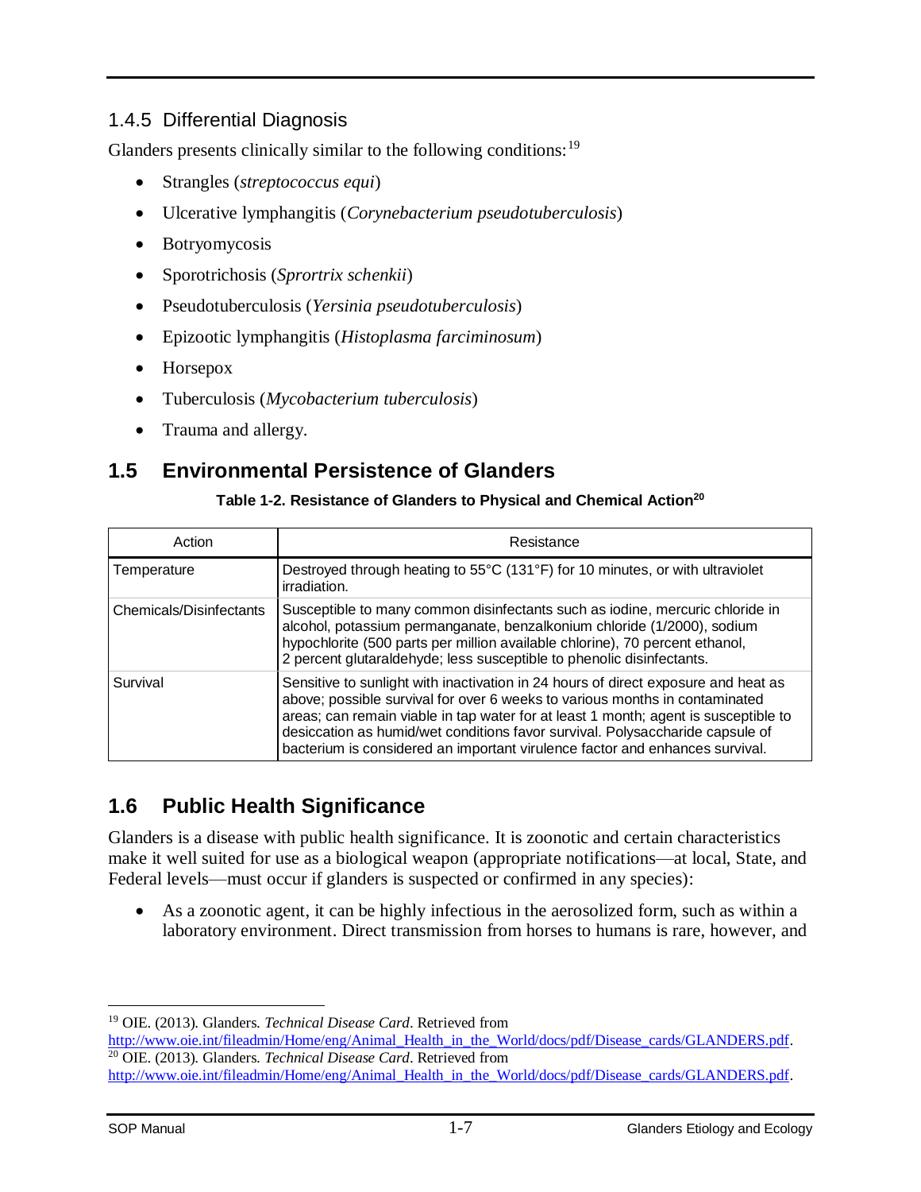### 1.4.5 Differential Diagnosis

Glanders presents clinically similar to the following conditions:[19]

- Strangles (*streptococcus equi*)
- Ulcerative lymphangitis (*Corynebacterium pseudotuberculosis*)
- Botryomycosis
- Sporotrichosis (*Sprortrix schenkii*)
- Pseudotuberculosis (*Yersinia pseudotuberculosis*)
- Epizootic lymphangitis (*Histoplasma farciminosum*)
- Horsepox
- Tuberculosis (*Mycobacterium tuberculosis*)
- Trauma and allergy.

## 1.5 Environmental Persistence of Glanders

**Table 1-2. Resistance of Glanders to Physical and Chemical Action[20]**

| Action | Resistance |
|---|---|
| Temperature | Destroyed through heating to 55°C (131°F) for 10 minutes, or with ultraviolet irradiation. |
| Chemicals/Disinfectants | Susceptible to many common disinfectants such as iodine, mercuric chloride in alcohol, potassium permanganate, benzalkonium chloride (1/2000), sodium hypochlorite (500 parts per million available chlorine), 70 percent ethanol, 2 percent glutaraldehyde; less susceptible to phenolic disinfectants. |
| Survival | Sensitive to sunlight with inactivation in 24 hours of direct exposure and heat as above; possible survival for over 6 weeks to various months in contaminated areas; can remain viable in tap water for at least 1 month; agent is susceptible to desiccation as humid/wet conditions favor survival. Polysaccharide capsule of bacterium is considered an important virulence factor and enhances survival. |

## 1.6 Public Health Significance

Glanders is a disease with public health significance. It is zoonotic and certain characteristics make it well suited for use as a biological weapon (appropriate notifications—at local, State, and Federal levels—must occur if glanders is suspected or confirmed in any species):

- As a zoonotic agent, it can be highly infectious in the aerosolized form, such as within a laboratory environment. Direct transmission from horses to humans is rare, however, and

[19] OIE. (2013). Glanders. *Technical Disease Card*. Retrieved from http://www.oie.int/fileadmin/Home/eng/Animal_Health_in_the_World/docs/pdf/Disease_cards/GLANDERS.pdf.

[20] OIE. (2013). Glanders. *Technical Disease Card*. Retrieved from http://www.oie.int/fileadmin/Home/eng/Animal_Health_in_the_World/docs/pdf/Disease_cards/GLANDERS.pdf.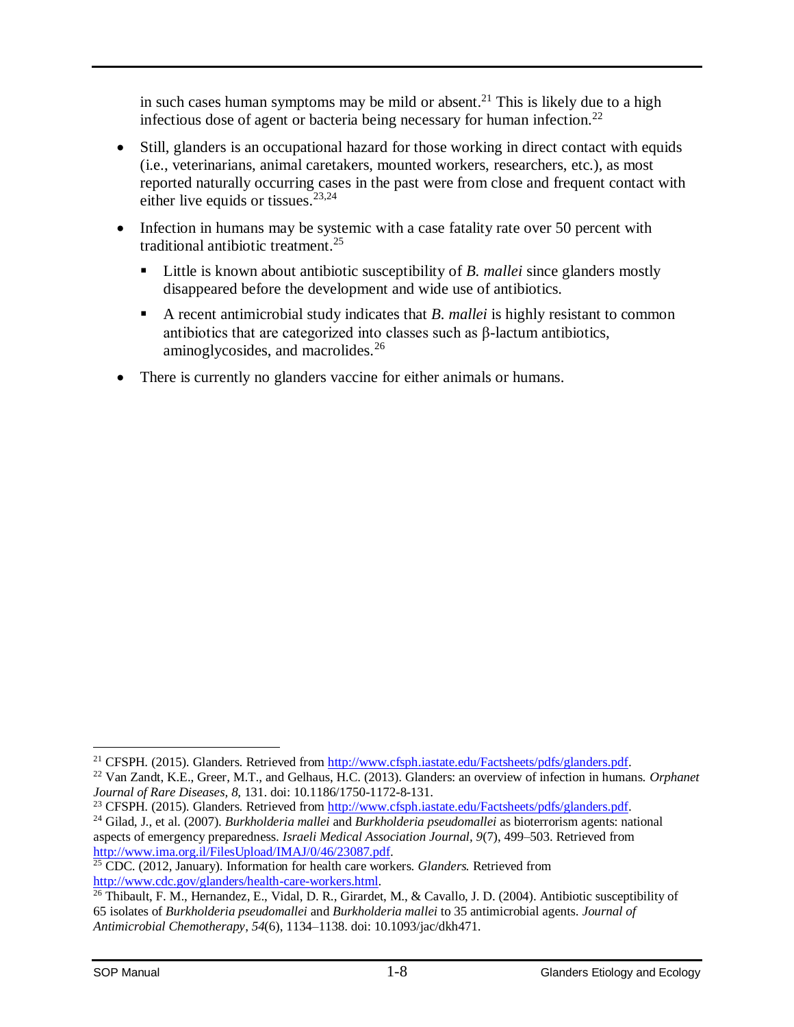in such cases human symptoms may be mild or absent.[21] This is likely due to a high infectious dose of agent or bacteria being necessary for human infection.[22]

- Still, glanders is an occupational hazard for those working in direct contact with equids (i.e., veterinarians, animal caretakers, mounted workers, researchers, etc.), as most reported naturally occurring cases in the past were from close and frequent contact with either live equids or tissues.[23,24]
- Infection in humans may be systemic with a case fatality rate over 50 percent with traditional antibiotic treatment.[25]
  - Little is known about antibiotic susceptibility of *B. mallei* since glanders mostly disappeared before the development and wide use of antibiotics.
  - A recent antimicrobial study indicates that *B. mallei* is highly resistant to common antibiotics that are categorized into classes such as β-lactum antibiotics, aminoglycosides, and macrolides.[26]
- There is currently no glanders vaccine for either animals or humans.

---

[21] CFSPH. (2015). Glanders. Retrieved from http://www.cfsph.iastate.edu/Factsheets/pdfs/glanders.pdf.

[22] Van Zandt, K.E., Greer, M.T., and Gelhaus, H.C. (2013). Glanders: an overview of infection in humans. *Orphanet Journal of Rare Diseases, 8*, 131. doi: 10.1186/1750-1172-8-131.

[23] CFSPH. (2015). Glanders. Retrieved from http://www.cfsph.iastate.edu/Factsheets/pdfs/glanders.pdf.

[24] Gilad, J., et al. (2007). *Burkholderia mallei* and *Burkholderia pseudomallei* as bioterrorism agents: national aspects of emergency preparedness. *Israeli Medical Association Journal, 9*(7), 499–503. Retrieved from http://www.ima.org.il/FilesUpload/IMAJ/0/46/23087.pdf.

[25] CDC. (2012, January). Information for health care workers. *Glanders*. Retrieved from http://www.cdc.gov/glanders/health-care-workers.html.

[26] Thibault, F. M., Hernandez, E., Vidal, D. R., Girardet, M., & Cavallo, J. D. (2004). Antibiotic susceptibility of 65 isolates of *Burkholderia pseudomallei* and *Burkholderia mallei* to 35 antimicrobial agents. *Journal of Antimicrobial Chemotherapy*, *54*(6), 1134–1138. doi: 10.1093/jac/dkh471.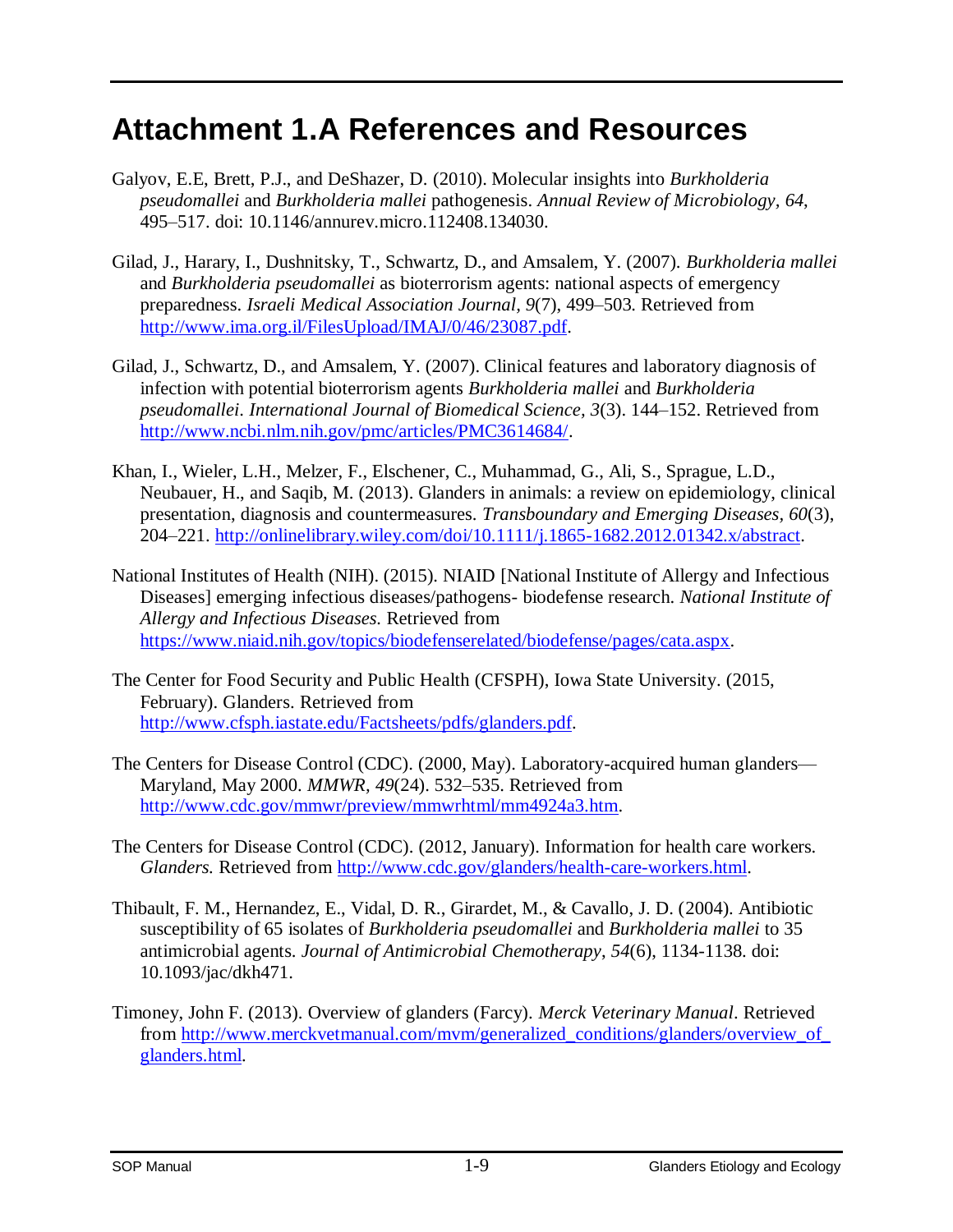# Attachment 1.A References and Resources

Galyov, E.E, Brett, P.J., and DeShazer, D. (2010). Molecular insights into *Burkholderia pseudomallei* and *Burkholderia mallei* pathogenesis. *Annual Review of Microbiology, 64*, 495–517. doi: 10.1146/annurev.micro.112408.134030.

Gilad, J., Harary, I., Dushnitsky, T., Schwartz, D., and Amsalem, Y. (2007). *Burkholderia mallei* and *Burkholderia pseudomallei* as bioterrorism agents: national aspects of emergency preparedness. *Israeli Medical Association Journal, 9*(7), 499–503. Retrieved from http://www.ima.org.il/FilesUpload/IMAJ/0/46/23087.pdf.

Gilad, J., Schwartz, D., and Amsalem, Y. (2007). Clinical features and laboratory diagnosis of infection with potential bioterrorism agents *Burkholderia mallei* and *Burkholderia pseudomallei*. *International Journal of Biomedical Science, 3*(3). 144–152. Retrieved from http://www.ncbi.nlm.nih.gov/pmc/articles/PMC3614684/.

Khan, I., Wieler, L.H., Melzer, F., Elschener, C., Muhammad, G., Ali, S., Sprague, L.D., Neubauer, H., and Saqib, M. (2013). Glanders in animals: a review on epidemiology, clinical presentation, diagnosis and countermeasures. *Transboundary and Emerging Diseases, 60*(3), 204–221. http://onlinelibrary.wiley.com/doi/10.1111/j.1865-1682.2012.01342.x/abstract.

National Institutes of Health (NIH). (2015). NIAID [National Institute of Allergy and Infectious Diseases] emerging infectious diseases/pathogens- biodefense research. *National Institute of Allergy and Infectious Diseases.* Retrieved from https://www.niaid.nih.gov/topics/biodefenserelated/biodefense/pages/cata.aspx.

The Center for Food Security and Public Health (CFSPH), Iowa State University. (2015, February). Glanders. Retrieved from http://www.cfsph.iastate.edu/Factsheets/pdfs/glanders.pdf.

The Centers for Disease Control (CDC). (2000, May). Laboratory-acquired human glanders—Maryland, May 2000. *MMWR, 49*(24). 532–535. Retrieved from http://www.cdc.gov/mmwr/preview/mmwrhtml/mm4924a3.htm.

The Centers for Disease Control (CDC). (2012, January). Information for health care workers. *Glanders.* Retrieved from http://www.cdc.gov/glanders/health-care-workers.html.

Thibault, F. M., Hernandez, E., Vidal, D. R., Girardet, M., & Cavallo, J. D. (2004). Antibiotic susceptibility of 65 isolates of *Burkholderia pseudomallei* and *Burkholderia mallei* to 35 antimicrobial agents. *Journal of Antimicrobial Chemotherapy*, *54*(6), 1134-1138. doi: 10.1093/jac/dkh471.

Timoney, John F. (2013). Overview of glanders (Farcy). *Merck Veterinary Manual*. Retrieved from http://www.merckvetmanual.com/mvm/generalized_conditions/glanders/overview_of_glanders.html.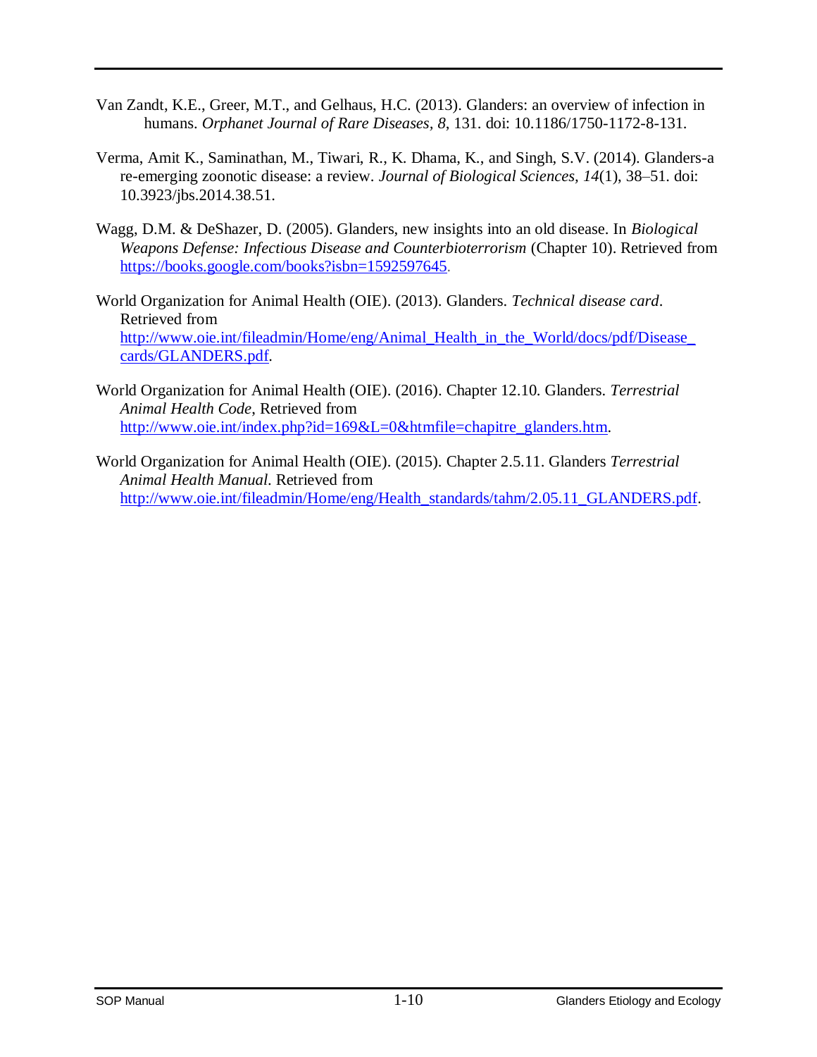Van Zandt, K.E., Greer, M.T., and Gelhaus, H.C. (2013). Glanders: an overview of infection in humans. *Orphanet Journal of Rare Diseases, 8*, 131. doi: 10.1186/1750-1172-8-131.

Verma, Amit K., Saminathan, M., Tiwari, R., K. Dhama, K., and Singh, S.V. (2014). Glanders-a re-emerging zoonotic disease: a review. *Journal of Biological Sciences, 14*(1), 38–51. doi: 10.3923/jbs.2014.38.51.

Wagg, D.M. & DeShazer, D. (2005). Glanders, new insights into an old disease. In *Biological Weapons Defense: Infectious Disease and Counterbioterrorism* (Chapter 10). Retrieved from https://books.google.com/books?isbn=1592597645.

World Organization for Animal Health (OIE). (2013). Glanders. *Technical disease card*. Retrieved from http://www.oie.int/fileadmin/Home/eng/Animal_Health_in_the_World/docs/pdf/Disease_cards/GLANDERS.pdf.

World Organization for Animal Health (OIE). (2016). Chapter 12.10. Glanders. *Terrestrial Animal Health Code*, Retrieved from http://www.oie.int/index.php?id=169&L=0&htmfile=chapitre_glanders.htm.

World Organization for Animal Health (OIE). (2015). Chapter 2.5.11. Glanders *Terrestrial Animal Health Manual*. Retrieved from http://www.oie.int/fileadmin/Home/eng/Health_standards/tahm/2.05.11_GLANDERS.pdf.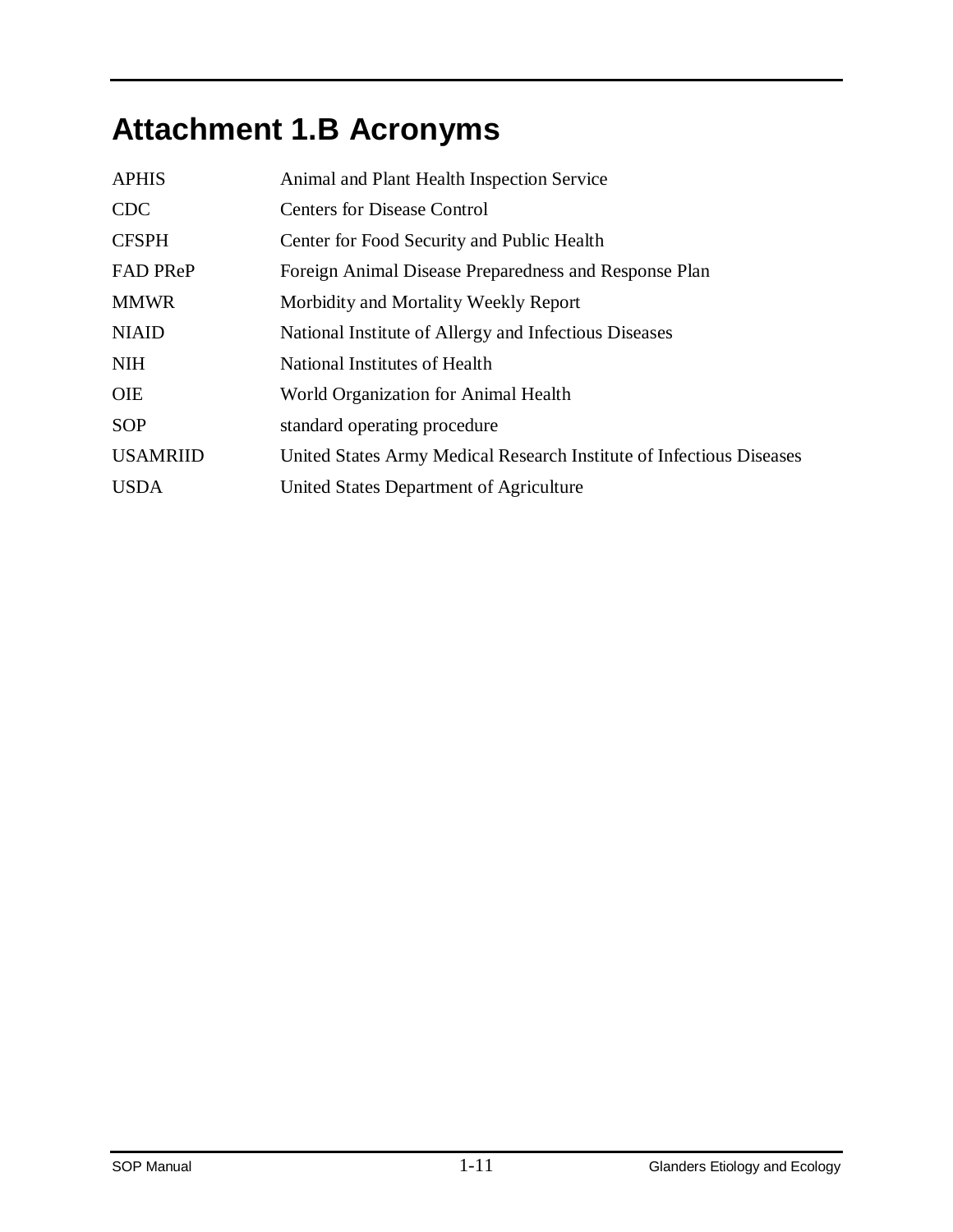# Attachment 1.B Acronyms

| | |
|---|---|
| APHIS | Animal and Plant Health Inspection Service |
| CDC | Centers for Disease Control |
| CFSPH | Center for Food Security and Public Health |
| FAD PReP | Foreign Animal Disease Preparedness and Response Plan |
| MMWR | Morbidity and Mortality Weekly Report |
| NIAID | National Institute of Allergy and Infectious Diseases |
| NIH | National Institutes of Health |
| OIE | World Organization for Animal Health |
| SOP | standard operating procedure |
| USAMRIID | United States Army Medical Research Institute of Infectious Diseases |
| USDA | United States Department of Agriculture |